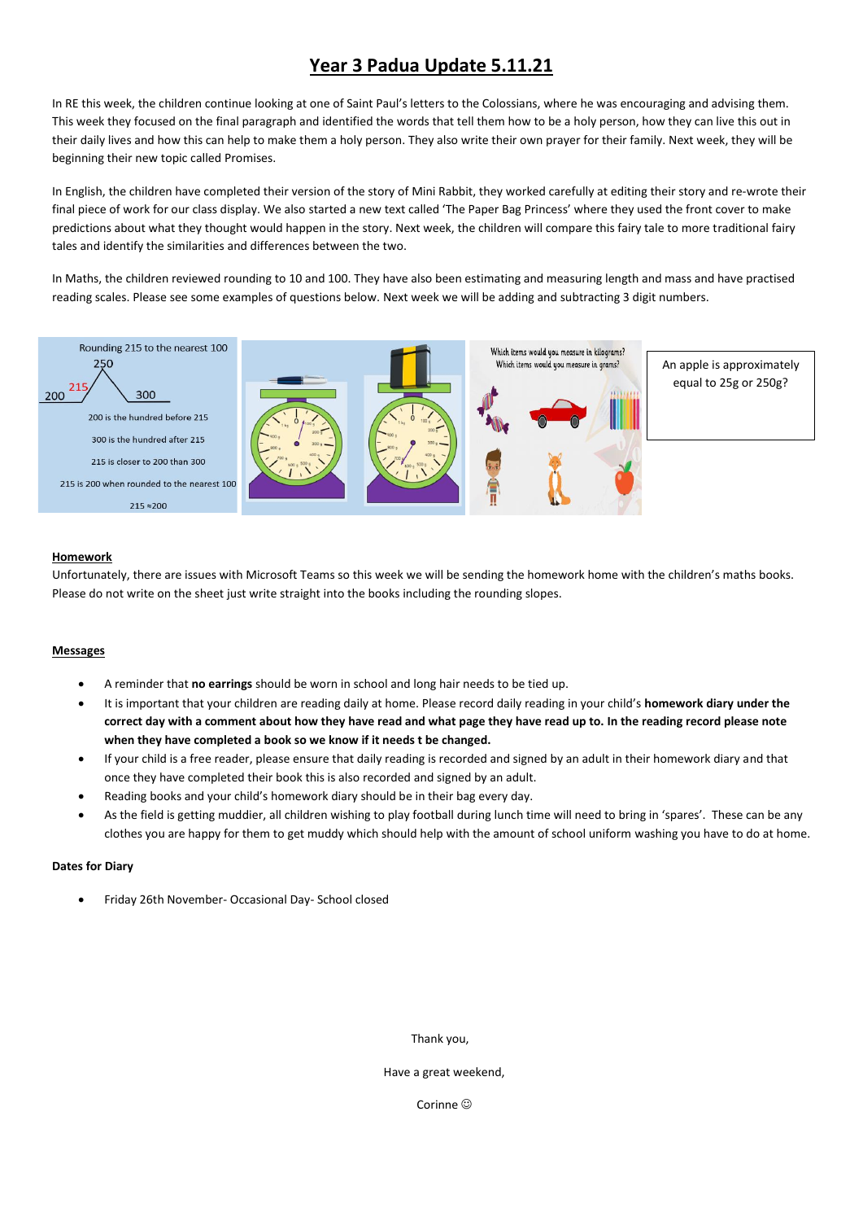# Year 3 Padua Update 5.11.21

In RE this week, the children continue looking at one of Saint Paul's letters to the Colossians, where he was encouraging and advising them. This week they focused on the final paragraph and identified the words that tell them how to be a holy person, how they can live this out in their daily lives and how this can help to make them a holy person. They also write their own prayer for their family. Next week, they will be beginning their new topic called Promises.

In English, the children have completed their version of the story of Mini Rabbit, they worked carefully at editing their story and re-wrote their final piece of work for our class display. We also started a new text called 'The Paper Bag Princess' where they used the front cover to make predictions about what they thought would happen in the story. Next week, the children will compare this fairy tale to more traditional fairy tales and identify the similarities and differences between the two.

In Maths, the children reviewed rounding to 10 and 100. They have also been estimating and measuring length and mass and have practised reading scales. Please see some examples of questions below. Next week we will be adding and subtracting 3 digit numbers.

Rounding 215 to the nearest 100

250

200 215 300

200 is the hundred before 215

300 is the hundred after 215

215 is closer to 200 than 300

215 is 200 when rounded to the nearest 100

215 ≈200

Which items would you measure in kilograms?
Which items would you measure in grams?

An apple is approximately equal to 25g or 250g?

## Homework

Unfortunately, there are issues with Microsoft Teams so this week we will be sending the homework home with the children's maths books. Please do not write on the sheet just write straight into the books including the rounding slopes.

## Messages

- A reminder that **no earrings** should be worn in school and long hair needs to be tied up.
- It is important that your children are reading daily at home. Please record daily reading in your child's **homework diary under the correct day with a comment about how they have read and what page they have read up to. In the reading record please note when they have completed a book so we know if it needs t be changed.**
- If your child is a free reader, please ensure that daily reading is recorded and signed by an adult in their homework diary and that once they have completed their book this is also recorded and signed by an adult.
- Reading books and your child's homework diary should be in their bag every day.
- As the field is getting muddier, all children wishing to play football during lunch time will need to bring in 'spares'. These can be any clothes you are happy for them to get muddy which should help with the amount of school uniform washing you have to do at home.

**Dates for Diary**

- Friday 26th November- Occasional Day- School closed

Thank you,

Have a great weekend,

Corinne ☺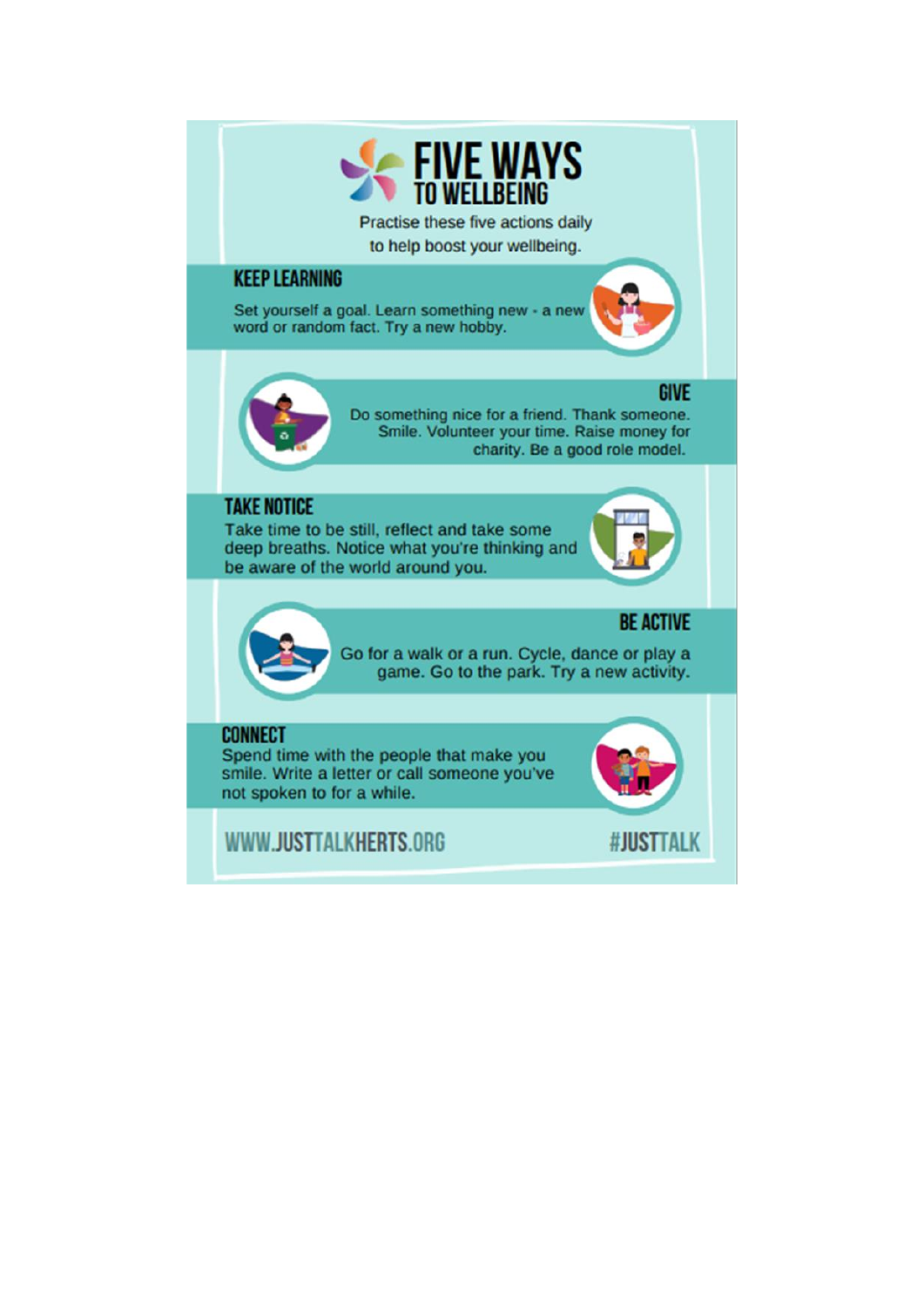# FIVE WAYS TO WELLBEING

Practise these five actions daily to help boost your wellbeing.

## KEEP LEARNING

Set yourself a goal. Learn something new - a new word or random fact. Try a new hobby.

## GIVE

Do something nice for a friend. Thank someone. Smile. Volunteer your time. Raise money for charity. Be a good role model.

## TAKE NOTICE

Take time to be still, reflect and take some deep breaths. Notice what you're thinking and be aware of the world around you.

## BE ACTIVE

Go for a walk or a run. Cycle, dance or play a game. Go to the park. Try a new activity.

## CONNECT

Spend time with the people that make you smile. Write a letter or call someone you've not spoken to for a while.

WWW.JUSTTALKHERTS.ORG

#JUSTTALK